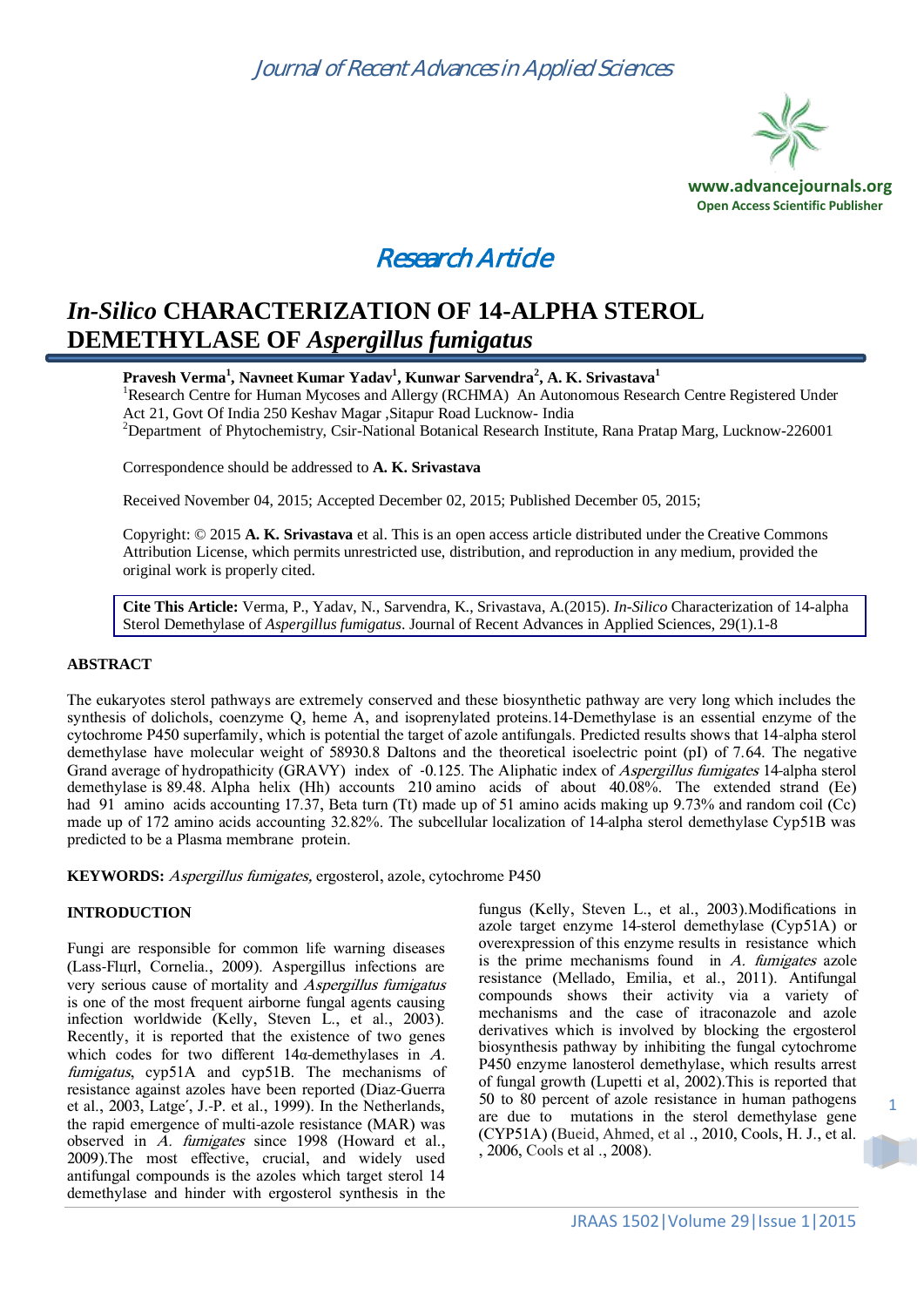Journal of Recent Advances in Applied Sciences

www.advancejournals.org
Open Access Scientific Publisher

Research Article

# *In-Silico* CHARACTERIZATION OF 14-ALPHA STEROL DEMETHYLASE OF *Aspergillus fumigatus*

**Pravesh Verma[1], Navneet Kumar Yadav[1], Kunwar Sarvendra[2], A. K. Srivastava[1]**

[1]Research Centre for Human Mycoses and Allergy (RCHMA) An Autonomous Research Centre Registered Under Act 21, Govt Of India 250 Keshav Magar ,Sitapur Road Lucknow- India

[2]Department of Phytochemistry, Csir-National Botanical Research Institute, Rana Pratap Marg, Lucknow-226001

Correspondence should be addressed to **A. K. Srivastava**

Received November 04, 2015; Accepted December 02, 2015; Published December 05, 2015;

Copyright: © 2015 **A. K. Srivastava** et al. This is an open access article distributed under the Creative Commons Attribution License, which permits unrestricted use, distribution, and reproduction in any medium, provided the original work is properly cited.

**Cite This Article:** Verma, P., Yadav, N., Sarvendra, K., Srivastava, A.(2015). *In-Silico* Characterization of 14-alpha Sterol Demethylase of *Aspergillus fumigatus*. Journal of Recent Advances in Applied Sciences, 29(1).1-8

## ABSTRACT

The eukaryotes sterol pathways are extremely conserved and these biosynthetic pathway are very long which includes the synthesis of dolichols, coenzyme Q, heme A, and isoprenylated proteins.14-Demethylase is an essential enzyme of the cytochrome P450 superfamily, which is potential the target of azole antifungals. Predicted results shows that 14-alpha sterol demethylase have molecular weight of 58930.8 Daltons and the theoretical isoelectric point (pI) of 7.64. The negative Grand average of hydropathicity (GRAVY) index of -0.125. The Aliphatic index of *Aspergillus fumigates* 14-alpha sterol demethylase is 89.48. Alpha helix (Hh) accounts 210 amino acids of about 40.08%. The extended strand (Ee) had 91 amino acids accounting 17.37, Beta turn (Tt) made up of 51 amino acids making up 9.73% and random coil (Cc) made up of 172 amino acids accounting 32.82%. The subcellular localization of 14-alpha sterol demethylase Cyp51B was predicted to be a Plasma membrane protein.

**KEYWORDS:** *Aspergillus fumigates,* ergosterol, azole, cytochrome P450

## INTRODUCTION

Fungi are responsible for common life warning diseases (Lass-Flىrl, Cornelia., 2009). Aspergillus infections are very serious cause of mortality and *Aspergillus fumigatus* is one of the most frequent airborne fungal agents causing infection worldwide (Kelly, Steven L., et al., 2003). Recently, it is reported that the existence of two genes which codes for two different 14α-demethylases in *A. fumigatus*, cyp51A and cyp51B. The mechanisms of resistance against azoles have been reported (Diaz-Guerra et al., 2003, Latge´, J.-P. et al., 1999). In the Netherlands, the rapid emergence of multi-azole resistance (MAR) was observed in *A. fumigates* since 1998 (Howard et al., 2009).The most effective, crucial, and widely used antifungal compounds is the azoles which target sterol 14 demethylase and hinder with ergosterol synthesis in the fungus (Kelly, Steven L., et al., 2003).Modifications in azole target enzyme 14-sterol demethylase (Cyp51A) or overexpression of this enzyme results in resistance which is the prime mechanisms found in *A. fumigates* azole resistance (Mellado, Emilia, et al., 2011). Antifungal compounds shows their activity via a variety of mechanisms and the case of itraconazole and azole derivatives which is involved by blocking the ergosterol biosynthesis pathway by inhibiting the fungal cytochrome P450 enzyme lanosterol demethylase, which results arrest of fungal growth (Lupetti et al, 2002).This is reported that 50 to 80 percent of azole resistance in human pathogens are due to mutations in the sterol demethylase gene (CYP51A) (Bueid, Ahmed, et al ., 2010, Cools, H. J., et al. , 2006, Cools et al ., 2008).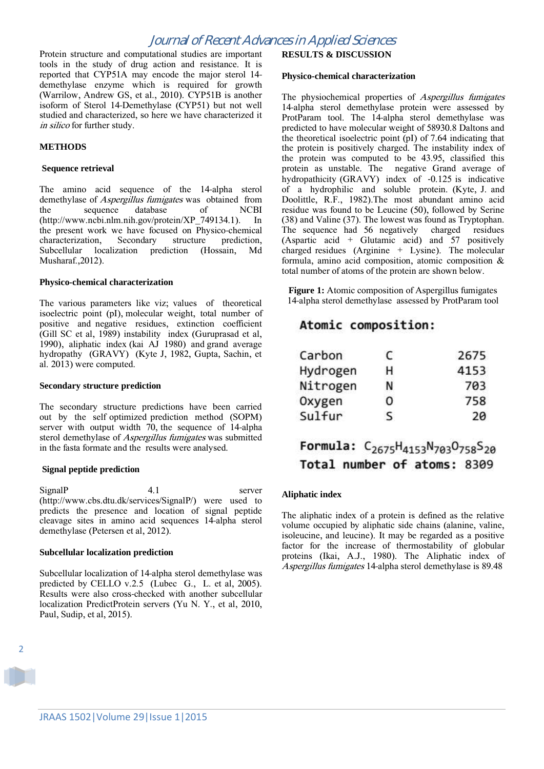Protein structure and computational studies are important tools in the study of drug action and resistance. It is reported that CYP51A may encode the major sterol 14-demethylase enzyme which is required for growth (Warrilow, Andrew GS, et al., 2010). CYP51B is another isoform of Sterol 14-Demethylase (CYP51) but not well studied and characterized, so here we have characterized it *in silico* for further study.

## METHODS

### Sequence retrieval

The amino acid sequence of the 14-alpha sterol demethylase of *Aspergillus fumigates* was obtained from the sequence database of NCBI (http://www.ncbi.nlm.nih.gov/protein/XP_749134.1). In the present work we have focused on Physico-chemical characterization, Secondary structure prediction, Subcellular localization prediction (Hossain, Md Musharaf.,2012).

### Physico-chemical characterization

The various parameters like viz; values of theoretical isoelectric point (pI), molecular weight, total number of positive and negative residues, extinction coefficient (Gill SC et al, 1989) instability index (Guruprasad et al, 1990), aliphatic index (kai AJ 1980) and grand average hydropathy (GRAVY) (Kyte J, 1982, Gupta, Sachin, et al. 2013) were computed.

### Secondary structure prediction

The secondary structure predictions have been carried out by the self optimized prediction method (SOPM) server with output width 70, the sequence of 14-alpha sterol demethylase of *Aspergillus fumigates* was submitted in the fasta formate and the results were analysed.

### Signal peptide prediction

SignalP 4.1 server (http://www.cbs.dtu.dk/services/SignalP/) were used to predicts the presence and location of signal peptide cleavage sites in amino acid sequences 14-alpha sterol demethylase (Petersen et al, 2012).

### Subcellular localization prediction

Subcellular localization of 14-alpha sterol demethylase was predicted by CELLO v.2.5 (Lubec G., L. et al, 2005). Results were also cross-checked with another subcellular localization PredictProtein servers (Yu N. Y., et al, 2010, Paul, Sudip, et al, 2015).

## RESULTS & DISCUSSION

### Physico-chemical characterization

The physiochemical properties of *Aspergillus fumigates* 14-alpha sterol demethylase protein were assessed by ProtParam tool. The 14-alpha sterol demethylase was predicted to have molecular weight of 58930.8 Daltons and the theoretical isoelectric point (pI) of 7.64 indicating that the protein is positively charged. The instability index of the protein was computed to be 43.95, classified this protein as unstable. The negative Grand average of hydrophathicity (GRAVY) index of -0.125 is indicative of a hydrophilic and soluble protein. (Kyte, J. and Doolittle, R.F., 1982).The most abundant amino acid residue was found to be Leucine (50), followed by Serine (38) and Valine (37). The lowest was found as Tryptophan. The sequence had 56 negatively charged residues (Aspartic acid + Glutamic acid) and 57 positively charged residues (Arginine + Lysine). The molecular formula, amino acid composition, atomic composition & total number of atoms of the protein are shown below.

**Figure 1:** Atomic composition of Aspergillus fumigates 14-alpha sterol demethylase assessed by ProtParam tool

**Atomic composition:**

| | | |
|---|---|---|
| Carbon | C | 2675 |
| Hydrogen | H | 4153 |
| Nitrogen | N | 703 |
| Oxygen | O | 758 |
| Sulfur | S | 20 |

**Formula:** $C_{2675}H_{4153}N_{703}O_{758}S_{20}$

**Total number of atoms:** 8309

### Aliphatic index

The aliphatic index of a protein is defined as the relative volume occupied by aliphatic side chains (alanine, valine, isoleucine, and leucine). It may be regarded as a positive factor for the increase of thermostability of globular proteins (Ikai, A.J., 1980). The Aliphatic index of *Aspergillus fumigates* 14-alpha sterol demethylase is 89.48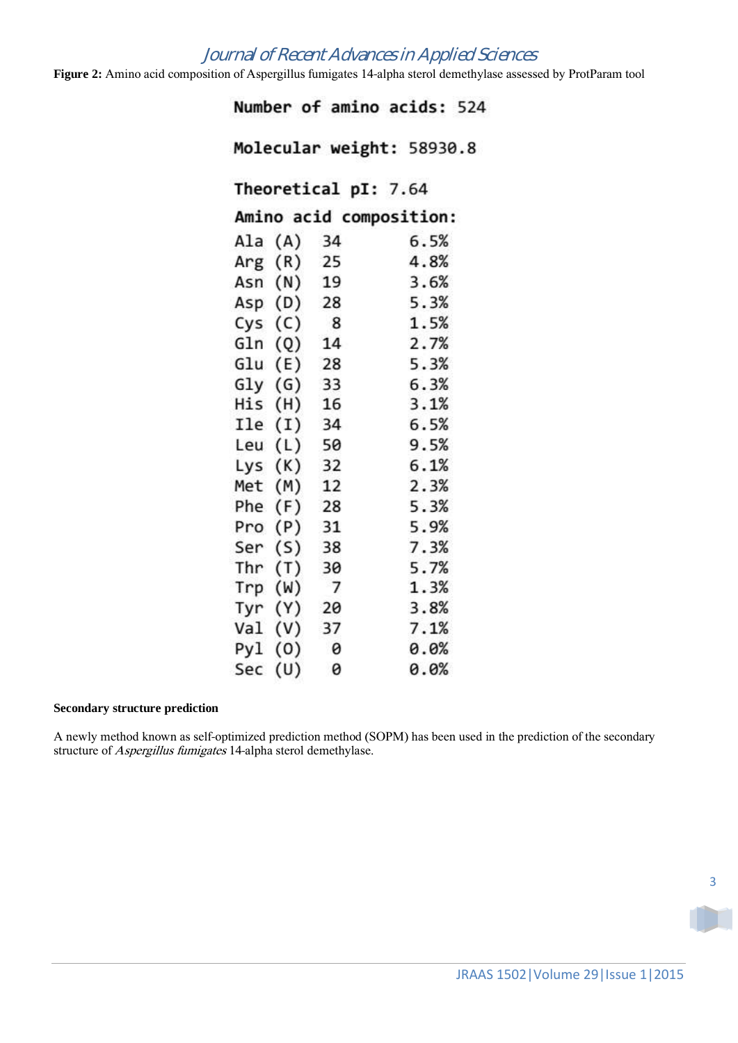**Figure 2:** Amino acid composition of Aspergillus fumigates 14-alpha sterol demethylase assessed by ProtParam tool

```
Number of amino acids: 524

Molecular weight: 58930.8

Theoretical pI: 7.64

Amino acid composition:
Ala (A)  34      6.5%
Arg (R)  25      4.8%
Asn (N)  19      3.6%
Asp (D)  28      5.3%
Cys (C)   8      1.5%
Gln (Q)  14      2.7%
Glu (E)  28      5.3%
Gly (G)  33      6.3%
His (H)  16      3.1%
Ile (I)  34      6.5%
Leu (L)  50      9.5%
Lys (K)  32      6.1%
Met (M)  12      2.3%
Phe (F)  28      5.3%
Pro (P)  31      5.9%
Ser (S)  38      7.3%
Thr (T)  30      5.7%
Trp (W)   7      1.3%
Tyr (Y)  20      3.8%
Val (V)  37      7.1%
Pyl (O)   0      0.0%
Sec (U)   0      0.0%
```

**Secondary structure prediction**

A newly method known as self-optimized prediction method (SOPM) has been used in the prediction of the secondary structure of *Aspergillus fumigates* 14-alpha sterol demethylase.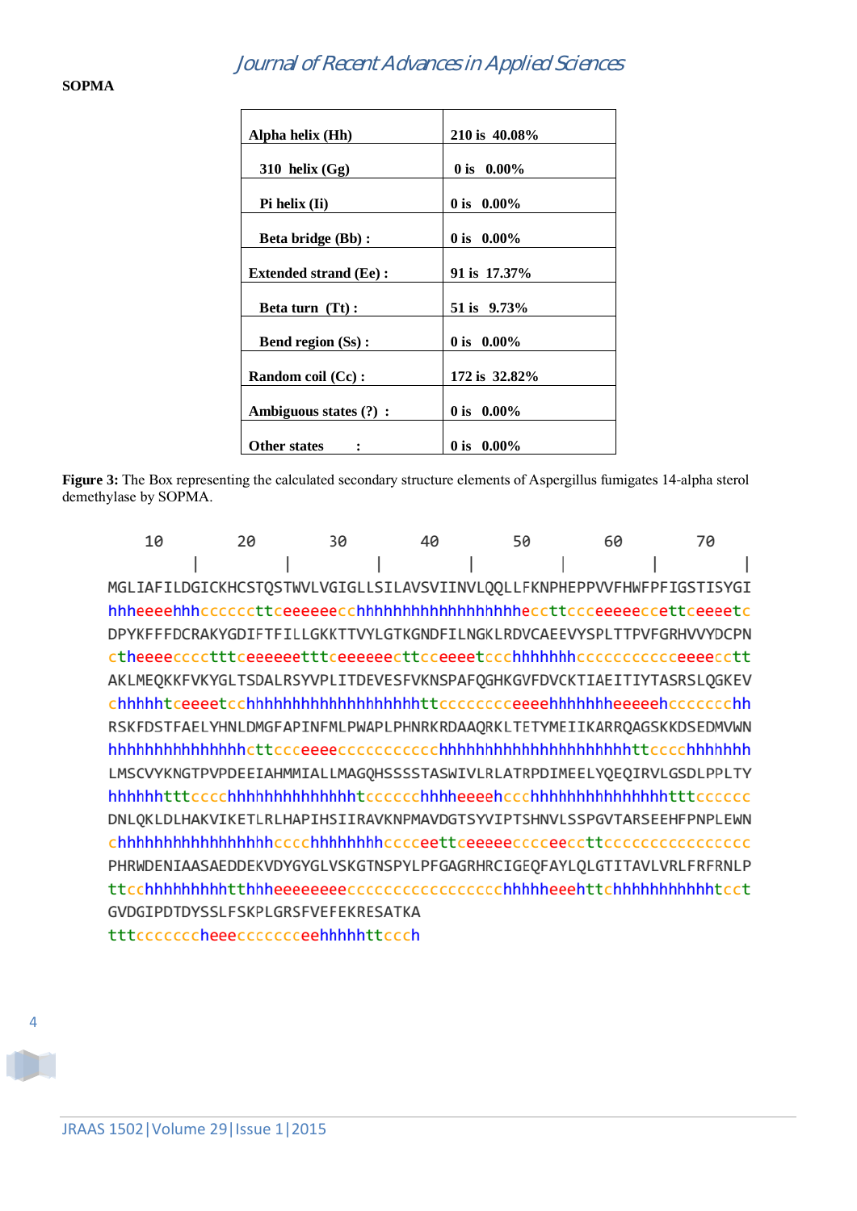**SOPMA**

| Alpha helix (Hh) | 210 is 40.08% |
|---|---|
| 310 helix (Gg) | 0 is 0.00% |
| Pi helix (Ii) | 0 is 0.00% |
| Beta bridge (Bb) : | 0 is 0.00% |
| Extended strand (Ee) : | 91 is 17.37% |
| Beta turn (Tt) : | 51 is 9.73% |
| Bend region (Ss) : | 0 is 0.00% |
| Random coil (Cc) : | 172 is 32.82% |
| Ambiguous states (?) : | 0 is 0.00% |
| Other states : | 0 is 0.00% |

**Figure 3:** The Box representing the calculated secondary structure elements of Aspergillus fumigates 14-alpha sterol demethylase by SOPMA.

```
        10        20        30        40        50        60        70
         |         |         |         |         |         |         |
MGLIAFILDGICKHCSTQSTWVLVGIGLLSILAVSVIINVLQQLLFKNPHEPPVVFHWFPFIGSTISYGI
hhheeeehhhcccccttceeeeeecchhhhhhhhhhhhhhhhhhecctttcccceeeeeccettceeeetc
DPYKFFFDCRAKYGDIFTFILLGKKTTVYLGTKGNDFILNGKLRDVCAEEVYSPLTTPVFGRHVVYDCPN
ctheeeeccccctttceeeeeetttceeeeeecttcceeeetccchhhhhhhccccccccccceeeecctt
AKLMEQKKFVKYGLTSDALRSYVPLITDEVESFVKNSPAFQGHKGVFDVCKTIAEITIYTASRSLQGKEV
chhhhhtceeeetcchhhhhhhhhhhhhhhhhhttcccccccceeeehhhhhhheeeeehcccccccchh
RSKFDSTFAELYHNLDMGFAPINFMLPWAPLPHNRKRDAAQRKLTETYMEIIKARRQAGSKKDSEDMVWN
hhhhhhhhhhhhhhhhcttccceeeecccccccccccchhhhhhhhhhhhhhhhhhhhhhttcccchhhhhhh
LMSCVYKNGTPVPDEEIAHMMIALLMAGQHSSSSTASWIVLRLATRPDIMEELYQEQIRVLGSDLPPLTY
hhhhhhtttcccchhhhhhhhhhhhhhhtcccccchhhheeeehccchhhhhhhhhhhhhhhhtttcccccc
DNLQKLDLHAKVIKETLRLHAPIHSIIRAVKNPMAVDGTSYVIPTSHNVLSSPGVTARSEEHFPNPLEWN
chhhhhhhhhhhhhhhhhccccchhhhhhhhcccceettceeeeeccccceeccttccccccccccccccc
PHRWDENIAASAEDDEKVDYGYGLVSKGTNSPYLPFGAGRHRCIGEQFAYLQLGTITAVLVRLFRFRNLP
ttcchhhhhhhhhhtthhheeeeeeeecccccccccccccccchhhhhheeehttchhhhhhhhhhhhtcct
GVDGIPDTDYSSLFSKPLGRSFVEFEKRESATKA
tttccccccccheeeccccccccceehhhhhttccch
```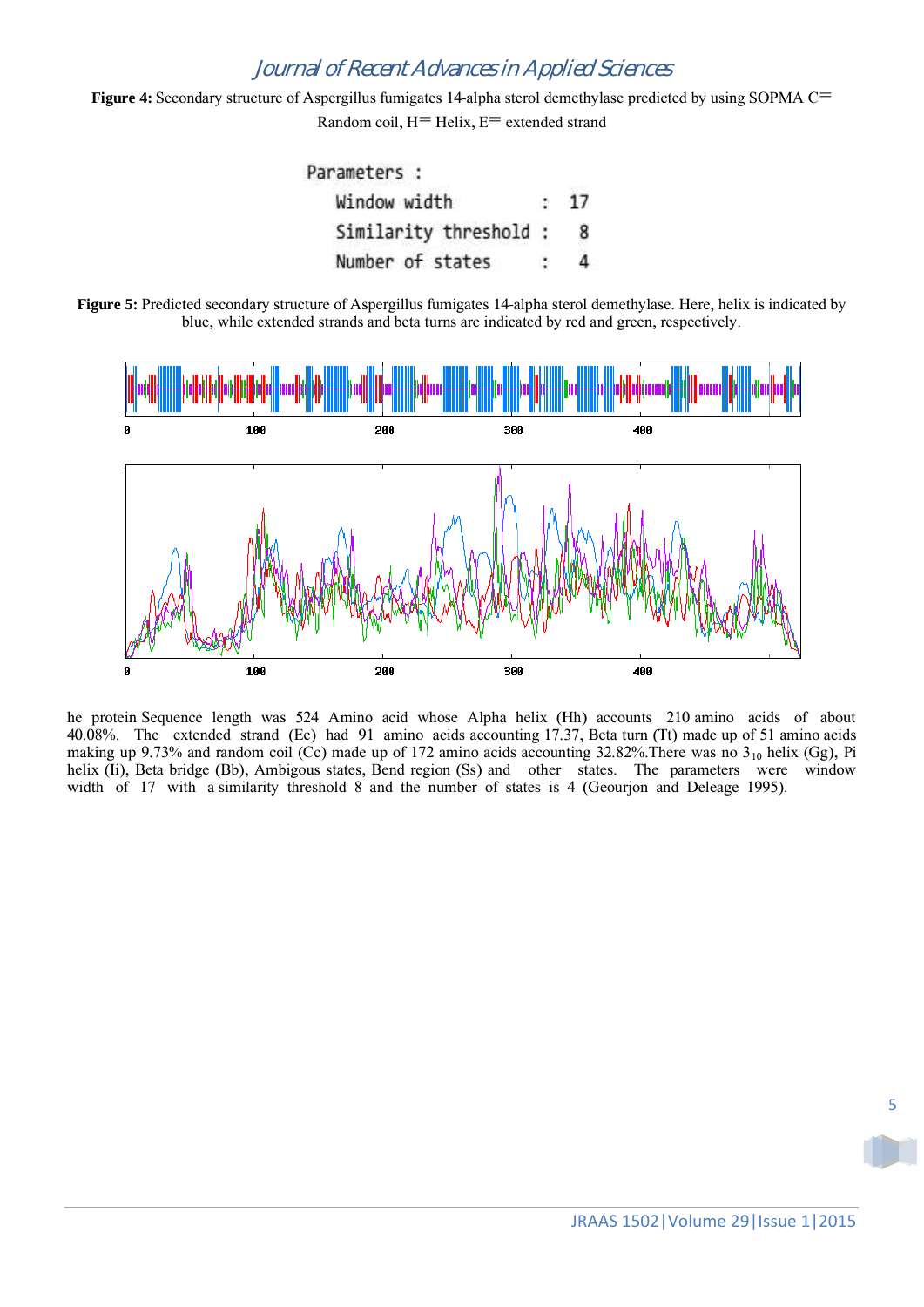**Figure 4:** Secondary structure of Aspergillus fumigates 14-alpha sterol demethylase predicted by using SOPMA C= Random coil, H= Helix, E= extended strand

```
Parameters :
  Window width         :  17
  Similarity threshold :   8
  Number of states     :   4
```

**Figure 5:** Predicted secondary structure of Aspergillus fumigates 14-alpha sterol demethylase. Here, helix is indicated by blue, while extended strands and beta turns are indicated by red and green, respectively.

he protein Sequence length was 524 Amino acid whose Alpha helix (Hh) accounts 210 amino acids of about 40.08%. The extended strand (Ee) had 91 amino acids accounting 17.37, Beta turn (Tt) made up of 51 amino acids making up 9.73% and random coil (Cc) made up of 172 amino acids accounting 32.82%.There was no $3_{10}$ helix (Gg), Pi helix (Ii), Beta bridge (Bb), Ambigous states, Bend region (Ss) and other states. The parameters were window width of 17 with a similarity threshold 8 and the number of states is 4 (Geourjon and Deleage 1995).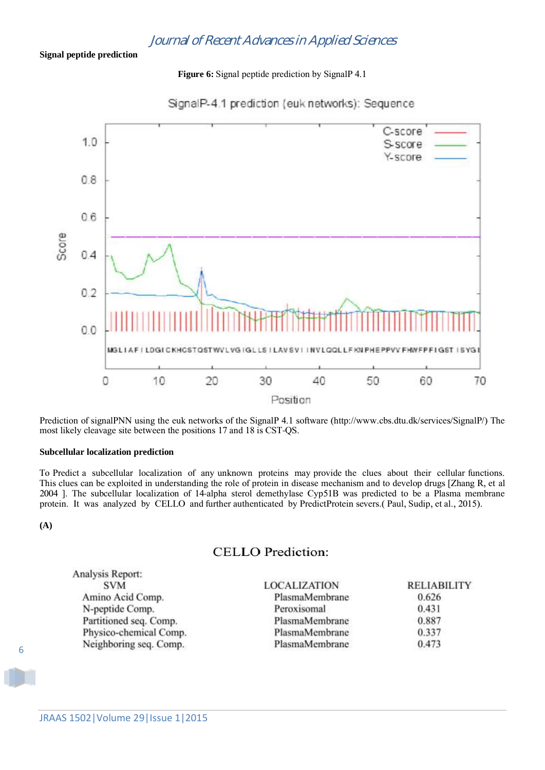**Signal peptide prediction**

**Figure 6:** Signal peptide prediction by SignalP 4.1

Prediction of signalPNN using the euk networks of the SignalP 4.1 software (http://www.cbs.dtu.dk/services/SignalP/) The most likely cleavage site between the positions 17 and 18 is CST-QS.

**Subcellular localization prediction**

To Predict a subcellular localization of any unknown proteins may provide the clues about their cellular functions. This clues can be exploited in understanding the role of protein in disease mechanism and to develop drugs [Zhang R, et al 2004 ]. The subcellular localization of 14-alpha sterol demethylase Cyp51B was predicted to be a Plasma membrane protein. It was analyzed by CELLO and further authenticated by PredictProtein severs.( Paul, Sudip, et al., 2015).

**(A)**

CELLO Prediction:

Analysis Report:

| SVM | LOCALIZATION | RELIABILITY |
|---|---|---|
| Amino Acid Comp. | PlasmaMembrane | 0.626 |
| N-peptide Comp. | Peroxisomal | 0.431 |
| Partitioned seq. Comp. | PlasmaMembrane | 0.887 |
| Physico-chemical Comp. | PlasmaMembrane | 0.337 |
| Neighboring seq. Comp. | PlasmaMembrane | 0.473 |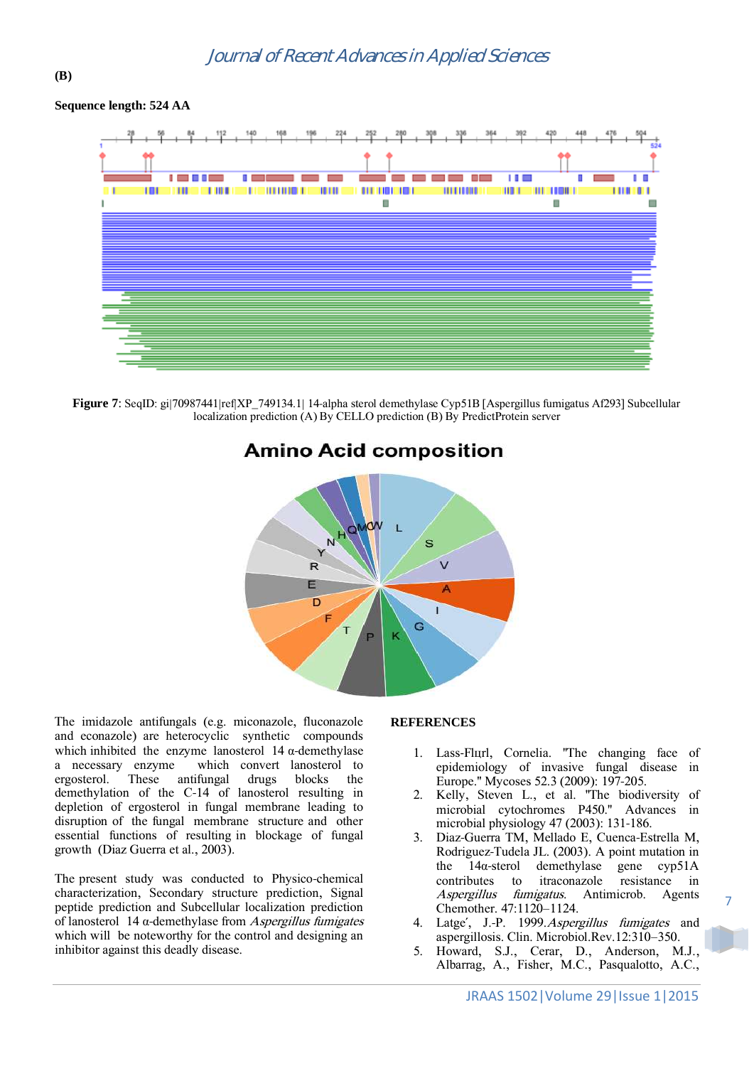**(B)**

**Sequence length: 524 AA**

**Figure 7**: SeqID: gi|70987441|ref|XP_749134.1| 14-alpha sterol demethylase Cyp51B [Aspergillus fumigatus Af293] Subcellular localization prediction (A) By CELLO prediction (B) By PredictProtein server

**Amino Acid composition**

The imidazole antifungals (e.g. miconazole, fluconazole and econazole) are heterocyclic synthetic compounds which inhibited the enzyme lanosterol 14 α-demethylase a necessary enzyme which convert lanosterol to ergosterol. These antifungal drugs blocks the demethylation of the C-14 of lanosterol resulting in depletion of ergosterol in fungal membrane leading to disruption of the fungal membrane structure and other essential functions of resulting in blockage of fungal growth (Diaz Guerra et al., 2003).

The present study was conducted to Physico-chemical characterization, Secondary structure prediction, Signal peptide prediction and Subcellular localization prediction of lanosterol 14 α-demethylase from *Aspergillus fumigates* which will be noteworthy for the control and designing an inhibitor against this deadly disease.

## REFERENCES

1. Lass-Flurl, Cornelia. "The changing face of epidemiology of invasive fungal disease in Europe." Mycoses 52.3 (2009): 197-205.
2. Kelly, Steven L., et al. "The biodiversity of microbial cytochromes P450." Advances in microbial physiology 47 (2003): 131-186.
3. Diaz-Guerra TM, Mellado E, Cuenca-Estrella M, Rodriguez-Tudela JL. (2003). A point mutation in the 14α-sterol demethylase gene cyp51A contributes to itraconazole resistance in *Aspergillus fumigatus.* Antimicrob. Agents Chemother. 47:1120–1124.
4. Latge′, J.-P. 1999.*Aspergillus fumigates* and aspergillosis. Clin. Microbiol.Rev.12:310–350.
5. Howard, S.J., Cerar, D., Anderson, M.J., Albarrag, A., Fisher, M.C., Pasqualotto, A.C.,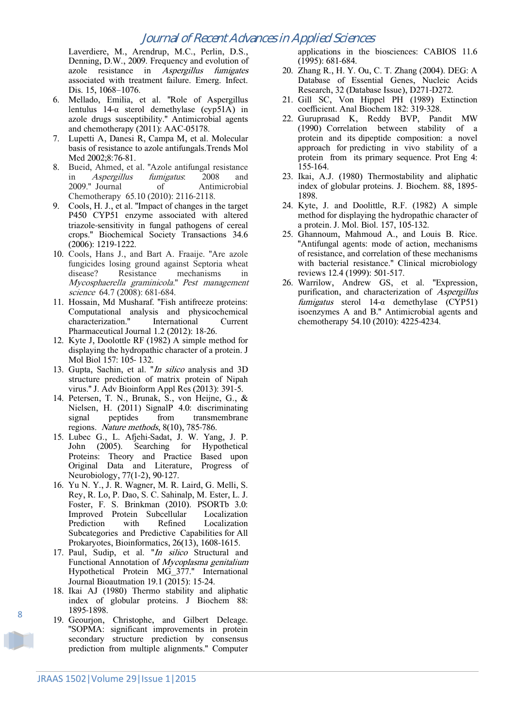Laverdiere, M., Arendrup, M.C., Perlin, D.S., Denning, D.W., 2009. Frequency and evolution of azole resistance in *Aspergillus fumigates* associated with treatment failure. Emerg. Infect. Dis. 15, 1068–1076.

6. Mellado, Emilia, et al. "Role of Aspergillus lentulus 14-α sterol demethylase (cyp51A) in azole drugs susceptibility." Antimicrobial agents and chemotherapy (2011): AAC-05178.
7. Lupetti A, Danesi R, Campa M, et al. Molecular basis of resistance to azole antifungals.Trends Mol Med 2002;8:76-81.
8. Bueid, Ahmed, et al. "Azole antifungal resistance in *Aspergillus fumigatus*: 2008 and 2009." Journal of Antimicrobial Chemotherapy 65.10 (2010): 2116-2118.
9. Cools, H. J., et al. "Impact of changes in the target P450 CYP51 enzyme associated with altered triazole-sensitivity in fungal pathogens of cereal crops." Biochemical Society Transactions 34.6 (2006): 1219-1222.
10. Cools, Hans J., and Bart A. Fraaije. "Are azole fungicides losing ground against Septoria wheat disease? Resistance mechanisms in *Mycosphaerella graminicola*." *Pest management science* 64.7 (2008): 681-684.
11. Hossain, Md Musharaf. "Fish antifreeze proteins: Computational analysis and physicochemical characterization." International Current Pharmaceutical Journal 1.2 (2012): 18-26.
12. Kyte J, Doolottle RF (1982) A simple method for displaying the hydropathic character of a protein. J Mol Biol 157: 105- 132.
13. Gupta, Sachin, et al. "*In silico* analysis and 3D structure prediction of matrix protein of Nipah virus." J. Adv Bioinform Appl Res (2013): 391-5.
14. Petersen, T. N., Brunak, S., von Heijne, G., & Nielsen, H. (2011) SignalP 4.0: discriminating signal peptides from transmembrane regions. *Nature methods*, 8(10), 785-786.
15. Lubec G., L. Afjehi-Sadat, J. W. Yang, J. P. John (2005). Searching for Hypothetical Proteins: Theory and Practice Based upon Original Data and Literature, Progress of Neurobiology, 77(1-2), 90-127.
16. Yu N. Y., J. R. Wagner, M. R. Laird, G. Melli, S. Rey, R. Lo, P. Dao, S. C. Sahinalp, M. Ester, L. J. Foster, F. S. Brinkman (2010). PSORTb 3.0: Improved Protein Subcellular Localization Prediction with Refined Localization Subcategories and Predictive Capabilities for All Prokaryotes, Bioinformatics, 26(13), 1608-1615.
17. Paul, Sudip, et al. "*In silico* Structural and Functional Annotation of *Mycoplasma genitalium* Hypothetical Protein MG_377." International Journal Bioautmation 19.1 (2015): 15-24.
18. Ikai AJ (1980) Thermo stability and aliphatic index of globular proteins. J Biochem 88: 1895-1898.
19. Geourjon, Christophe, and Gilbert Deleage. "SOPMA: significant improvements in protein secondary structure prediction by consensus prediction from multiple alignments." Computer applications in the biosciences: CABIOS 11.6 (1995): 681-684.
20. Zhang R., H. Y. Ou, C. T. Zhang (2004). DEG: A Database of Essential Genes, Nucleic Acids Research, 32 (Database Issue), D271-D272.
21. Gill SC, Von Hippel PH (1989) Extinction coefficient. Anal Biochem 182: 319-328.
22. Guruprasad K, Reddy BVP, Pandit MW (1990) Correlation between stability of a protein and its dipeptide composition: a novel approach for predicting in vivo stability of a protein from its primary sequence. Prot Eng 4: 155-164.
23. Ikai, A.J. (1980) Thermostability and aliphatic index of globular proteins. J. Biochem. 88, 1895-1898.
24. Kyte, J. and Doolittle, R.F. (1982) A simple method for displaying the hydropathic character of a protein. J. Mol. Biol. 157, 105-132.
25. Ghannoum, Mahmoud A., and Louis B. Rice. "Antifungal agents: mode of action, mechanisms of resistance, and correlation of these mechanisms with bacterial resistance." Clinical microbiology reviews 12.4 (1999): 501-517.
26. Warrilow, Andrew GS, et al. "Expression, purification, and characterization of *Aspergillus fumigatus* sterol 14-α demethylase (CYP51) isoenzymes A and B." Antimicrobial agents and chemotherapy 54.10 (2010): 4225-4234.